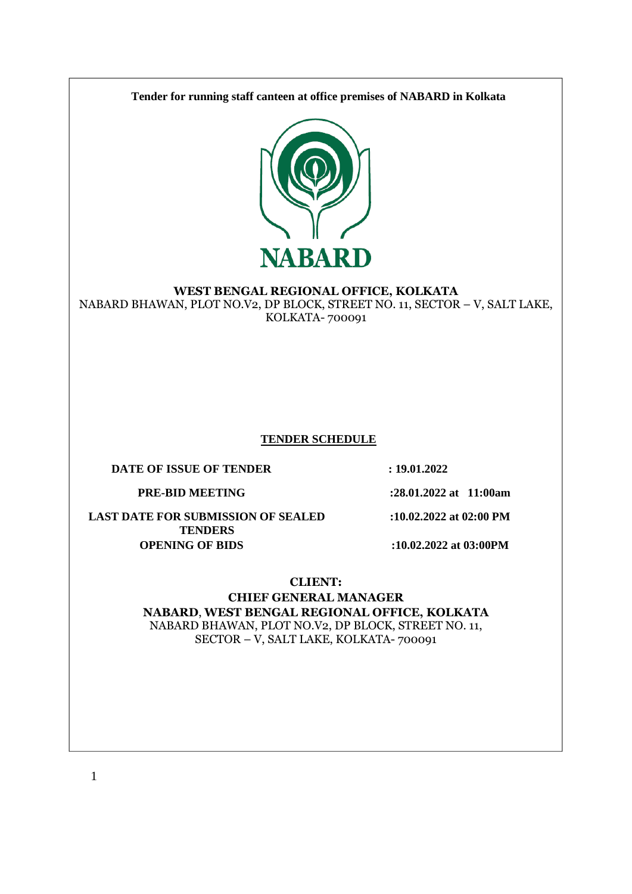**Tender for running staff canteen at office premises of NABARD in Kolkata**

NABARD

**WEST BENGAL REGIONAL OFFICE, KOLKATA**
NABARD BHAWAN, PLOT NO.V2, DP BLOCK, STREET NO. 11, SECTOR – V, SALT LAKE, KOLKATA- 700091

## TENDER SCHEDULE

| | |
|---|---|
| **DATE OF ISSUE OF TENDER** | **: 19.01.2022** |
| **PRE-BID MEETING** | **:28.01.2022 at 11:00am** |
| **LAST DATE FOR SUBMISSION OF SEALED TENDERS** | **:10.02.2022 at 02:00 PM** |
| **OPENING OF BIDS** | **:10.02.2022 at 03:00PM** |

**CLIENT:**
**CHIEF GENERAL MANAGER**
**NABARD, WEST BENGAL REGIONAL OFFICE, KOLKATA**
NABARD BHAWAN, PLOT NO.V2, DP BLOCK, STREET NO. 11, SECTOR – V, SALT LAKE, KOLKATA- 700091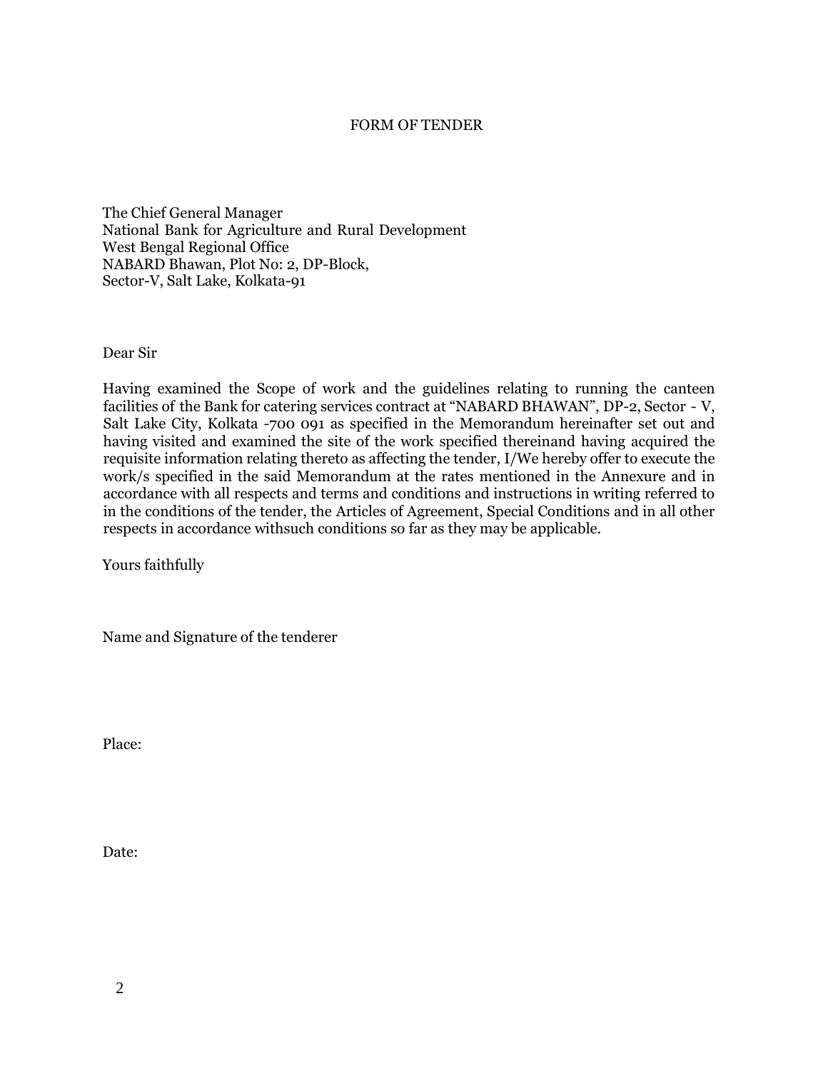# FORM OF TENDER

The Chief General Manager
National Bank for Agriculture and Rural Development
West Bengal Regional Office
NABARD Bhawan, Plot No: 2, DP-Block,
Sector-V, Salt Lake, Kolkata-91

Dear Sir

Having examined the Scope of work and the guidelines relating to running the canteen facilities of the Bank for catering services contract at "NABARD BHAWAN", DP-2, Sector - V, Salt Lake City, Kolkata -700 091 as specified in the Memorandum hereinafter set out and having visited and examined the site of the work specified thereinand having acquired the requisite information relating thereto as affecting the tender, I/We hereby offer to execute the work/s specified in the said Memorandum at the rates mentioned in the Annexure and in accordance with all respects and terms and conditions and instructions in writing referred to in the conditions of the tender, the Articles of Agreement, Special Conditions and in all other respects in accordance withsuch conditions so far as they may be applicable.

Yours faithfully

Name and Signature of the tenderer

Place:

Date: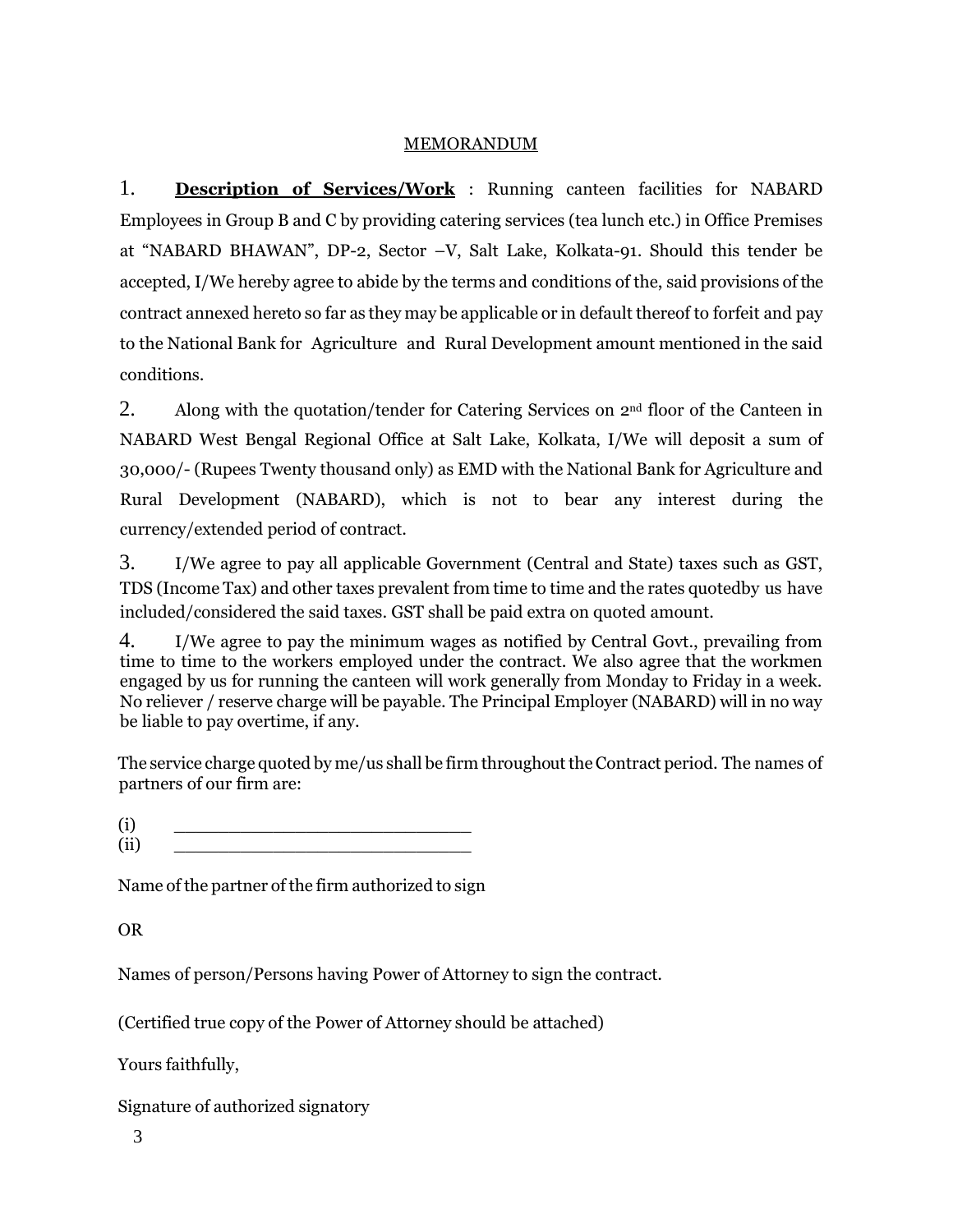MEMORANDUM

1. **Description of Services/Work** : Running canteen facilities for NABARD Employees in Group B and C by providing catering services (tea lunch etc.) in Office Premises at "NABARD BHAWAN", DP-2, Sector –V, Salt Lake, Kolkata-91. Should this tender be accepted, I/We hereby agree to abide by the terms and conditions of the, said provisions of the contract annexed hereto so far as they may be applicable or in default thereof to forfeit and pay to the National Bank for Agriculture and Rural Development amount mentioned in the said conditions.

2. Along with the quotation/tender for Catering Services on 2nd floor of the Canteen in NABARD West Bengal Regional Office at Salt Lake, Kolkata, I/We will deposit a sum of 30,000/- (Rupees Twenty thousand only) as EMD with the National Bank for Agriculture and Rural Development (NABARD), which is not to bear any interest during the currency/extended period of contract.

3. I/We agree to pay all applicable Government (Central and State) taxes such as GST, TDS (Income Tax) and other taxes prevalent from time to time and the rates quotedby us have included/considered the said taxes. GST shall be paid extra on quoted amount.

4. I/We agree to pay the minimum wages as notified by Central Govt., prevailing from time to time to the workers employed under the contract. We also agree that the workmen engaged by us for running the canteen will work generally from Monday to Friday in a week. No reliever / reserve charge will be payable. The Principal Employer (NABARD) will in no way be liable to pay overtime, if any.

The service charge quoted by me/us shall be firm throughout the Contract period. The names of partners of our firm are:

(i) ____________________________

(ii) ____________________________

Name of the partner of the firm authorized to sign

OR

Names of person/Persons having Power of Attorney to sign the contract.

(Certified true copy of the Power of Attorney should be attached)

Yours faithfully,

Signature of authorized signatory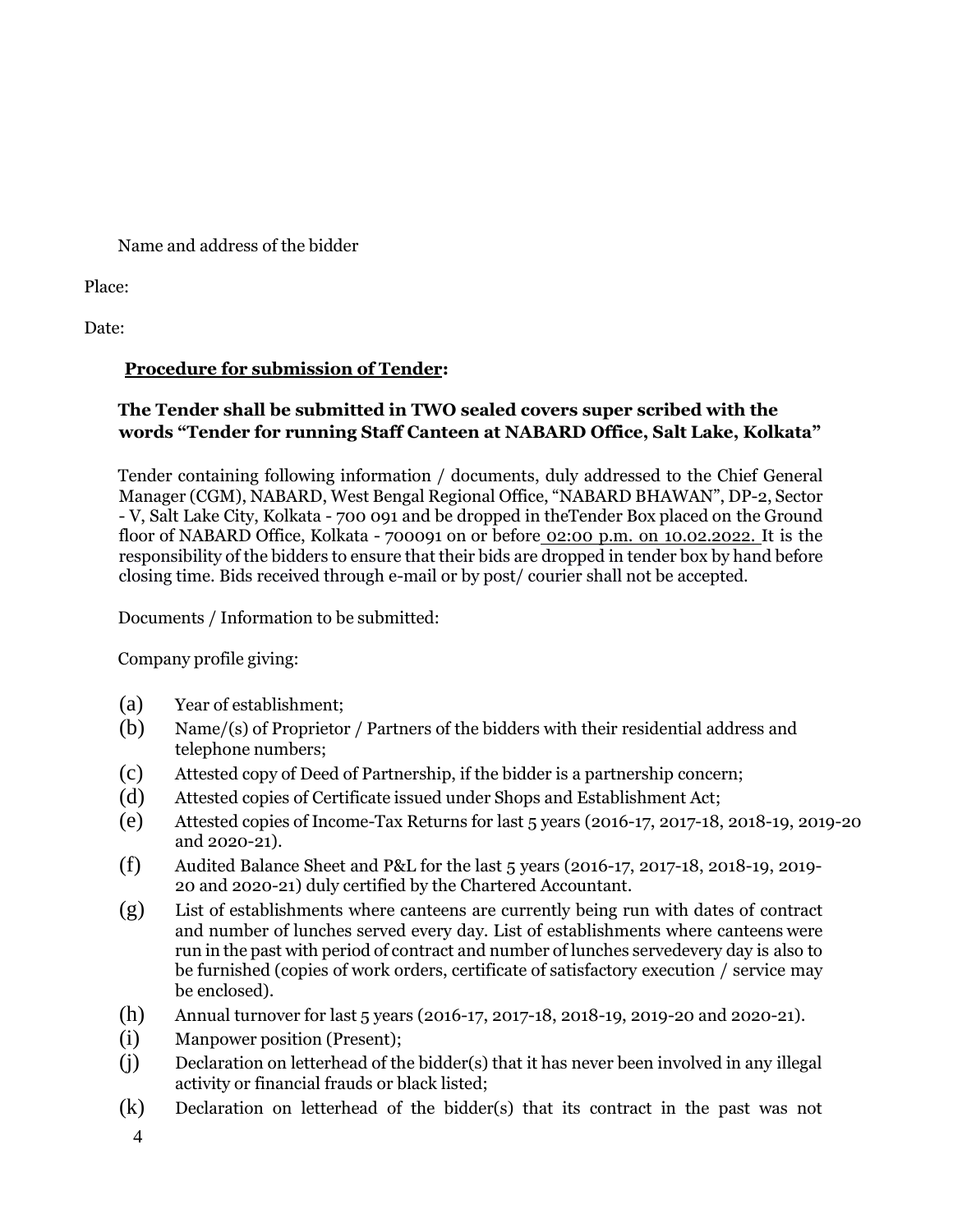Name and address of the bidder

Place:

Date:

**Procedure for submission of Tender:**

**The Tender shall be submitted in TWO sealed covers super scribed with the words "Tender for running Staff Canteen at NABARD Office, Salt Lake, Kolkata"**

Tender containing following information / documents, duly addressed to the Chief General Manager (CGM), NABARD, West Bengal Regional Office, "NABARD BHAWAN", DP-2, Sector - V, Salt Lake City, Kolkata - 700 091 and be dropped in theTender Box placed on the Ground floor of NABARD Office, Kolkata - 700091 on or before 02:00 p.m. on 10.02.2022. It is the responsibility of the bidders to ensure that their bids are dropped in tender box by hand before closing time. Bids received through e-mail or by post/ courier shall not be accepted.

Documents / Information to be submitted:

Company profile giving:

(a) Year of establishment;

(b) Name/(s) of Proprietor / Partners of the bidders with their residential address and telephone numbers;

(c) Attested copy of Deed of Partnership, if the bidder is a partnership concern;

(d) Attested copies of Certificate issued under Shops and Establishment Act;

(e) Attested copies of Income-Tax Returns for last 5 years (2016-17, 2017-18, 2018-19, 2019-20 and 2020-21).

(f) Audited Balance Sheet and P&L for the last 5 years (2016-17, 2017-18, 2018-19, 2019-20 and 2020-21) duly certified by the Chartered Accountant.

(g) List of establishments where canteens are currently being run with dates of contract and number of lunches served every day. List of establishments where canteens were run in the past with period of contract and number of lunches servedevery day is also to be furnished (copies of work orders, certificate of satisfactory execution / service may be enclosed).

(h) Annual turnover for last 5 years (2016-17, 2017-18, 2018-19, 2019-20 and 2020-21).

(i) Manpower position (Present);

(j) Declaration on letterhead of the bidder(s) that it has never been involved in any illegal activity or financial frauds or black listed;

(k) Declaration on letterhead of the bidder(s) that its contract in the past was not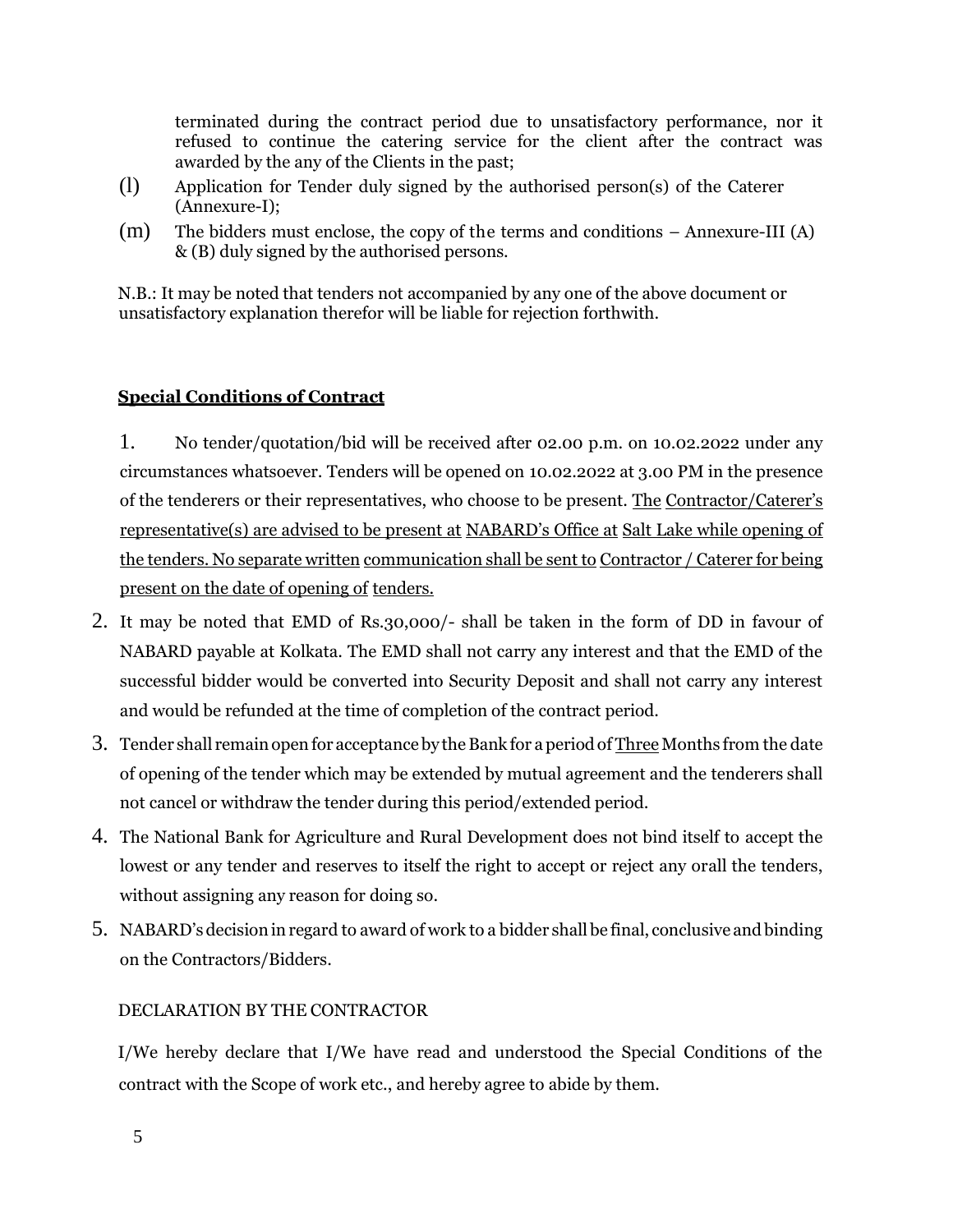terminated during the contract period due to unsatisfactory performance, nor it refused to continue the catering service for the client after the contract was awarded by the any of the Clients in the past;

(l) Application for Tender duly signed by the authorised person(s) of the Caterer (Annexure-I);

(m) The bidders must enclose, the copy of the terms and conditions – Annexure-III (A) & (B) duly signed by the authorised persons.

N.B.: It may be noted that tenders not accompanied by any one of the above document or unsatisfactory explanation therefor will be liable for rejection forthwith.

## **Special Conditions of Contract**

1. No tender/quotation/bid will be received after 02.00 p.m. on 10.02.2022 under any circumstances whatsoever. Tenders will be opened on 10.02.2022 at 3.00 PM in the presence of the tenderers or their representatives, who choose to be present. The Contractor/Caterer's representative(s) are advised to be present at NABARD's Office at Salt Lake while opening of the tenders. No separate written communication shall be sent to Contractor / Caterer for being present on the date of opening of tenders.
2. It may be noted that EMD of Rs.30,000/- shall be taken in the form of DD in favour of NABARD payable at Kolkata. The EMD shall not carry any interest and that the EMD of the successful bidder would be converted into Security Deposit and shall not carry any interest and would be refunded at the time of completion of the contract period.
3. Tender shall remain open for acceptance by the Bank for a period of Three Months from the date of opening of the tender which may be extended by mutual agreement and the tenderers shall not cancel or withdraw the tender during this period/extended period.
4. The National Bank for Agriculture and Rural Development does not bind itself to accept the lowest or any tender and reserves to itself the right to accept or reject any orall the tenders, without assigning any reason for doing so.
5. NABARD's decision in regard to award of work to a bidder shall be final, conclusive and binding on the Contractors/Bidders.

DECLARATION BY THE CONTRACTOR

I/We hereby declare that I/We have read and understood the Special Conditions of the contract with the Scope of work etc., and hereby agree to abide by them.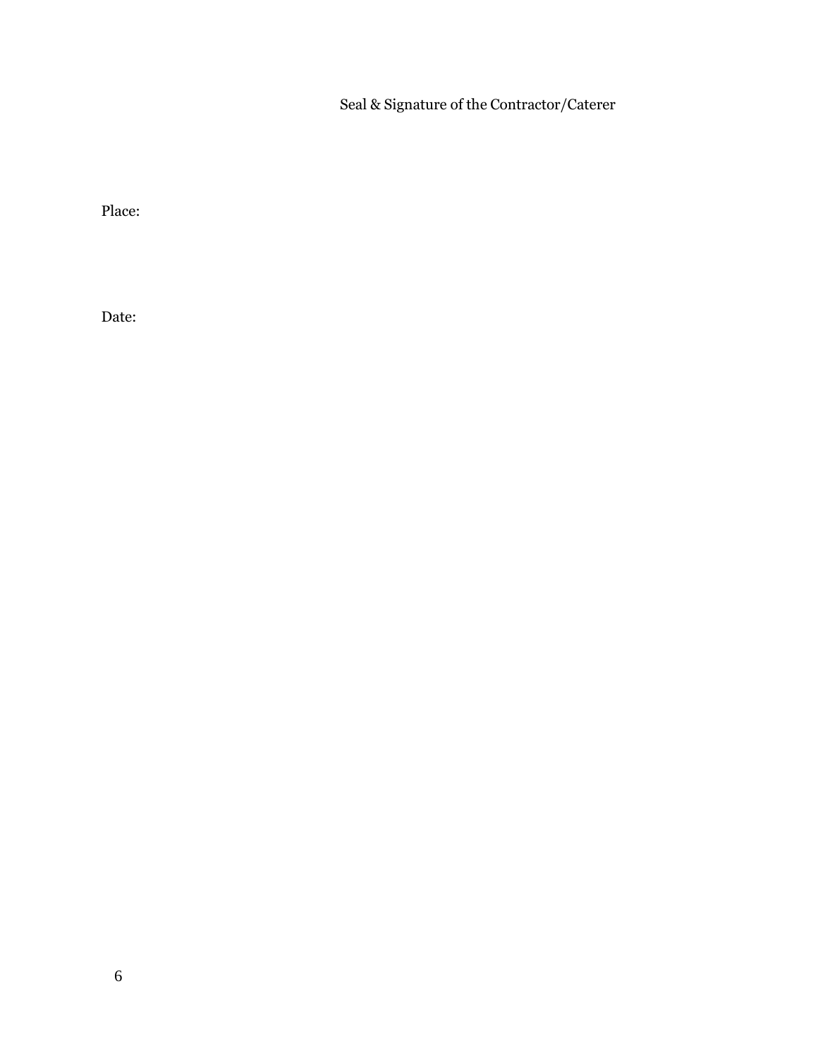Seal & Signature of the Contractor/Caterer

Place:

Date: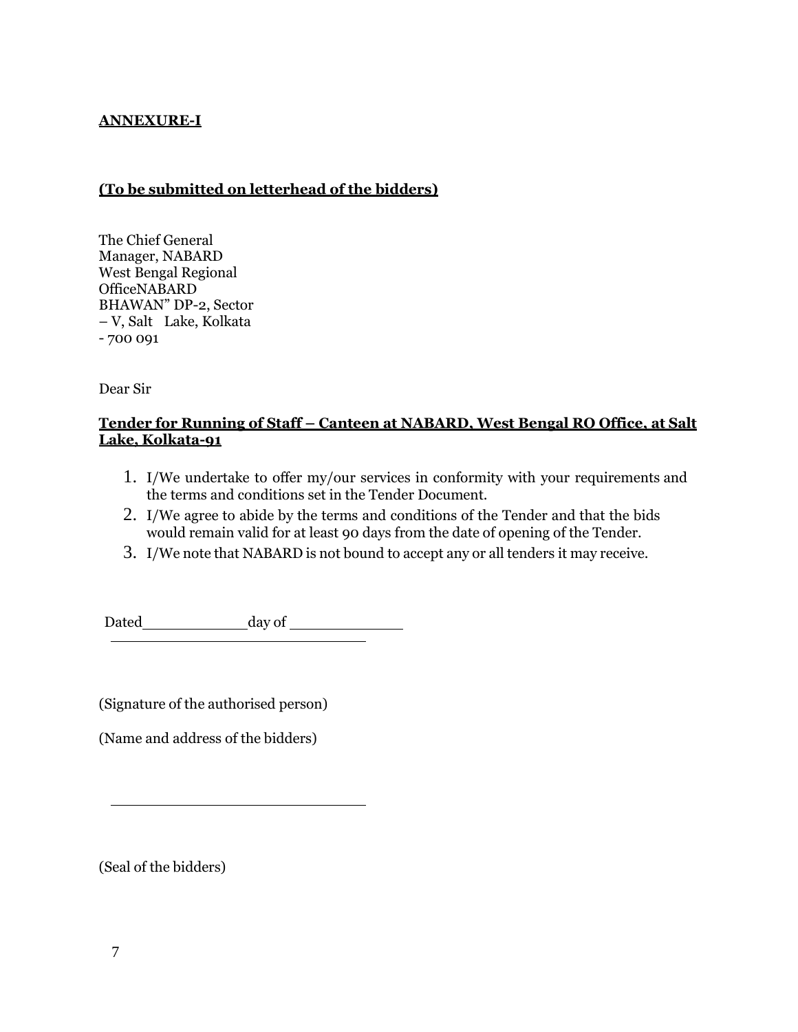**ANNEXURE-I**

**(To be submitted on letterhead of the bidders)**

The Chief General Manager, NABARD
West Bengal Regional OfficeNABARD
BHAWAN" DP-2, Sector – V, Salt Lake, Kolkata - 700 091

Dear Sir

**Tender for Running of Staff – Canteen at NABARD, West Bengal RO Office, at Salt Lake, Kolkata-91**

1. I/We undertake to offer my/our services in conformity with your requirements and the terms and conditions set in the Tender Document.
2. I/We agree to abide by the terms and conditions of the Tender and that the bids would remain valid for at least 90 days from the date of opening of the Tender.
3. I/We note that NABARD is not bound to accept any or all tenders it may receive.

Dated \_\_\_\_\_\_\_\_\_\_ day of \_\_\_\_\_\_\_\_\_\_

\_\_\_\_\_\_\_\_\_\_\_\_\_\_\_\_\_\_\_\_\_\_\_\_

(Signature of the authorised person)

(Name and address of the bidders)

\_\_\_\_\_\_\_\_\_\_\_\_\_\_\_\_\_\_\_\_\_\_\_\_

(Seal of the bidders)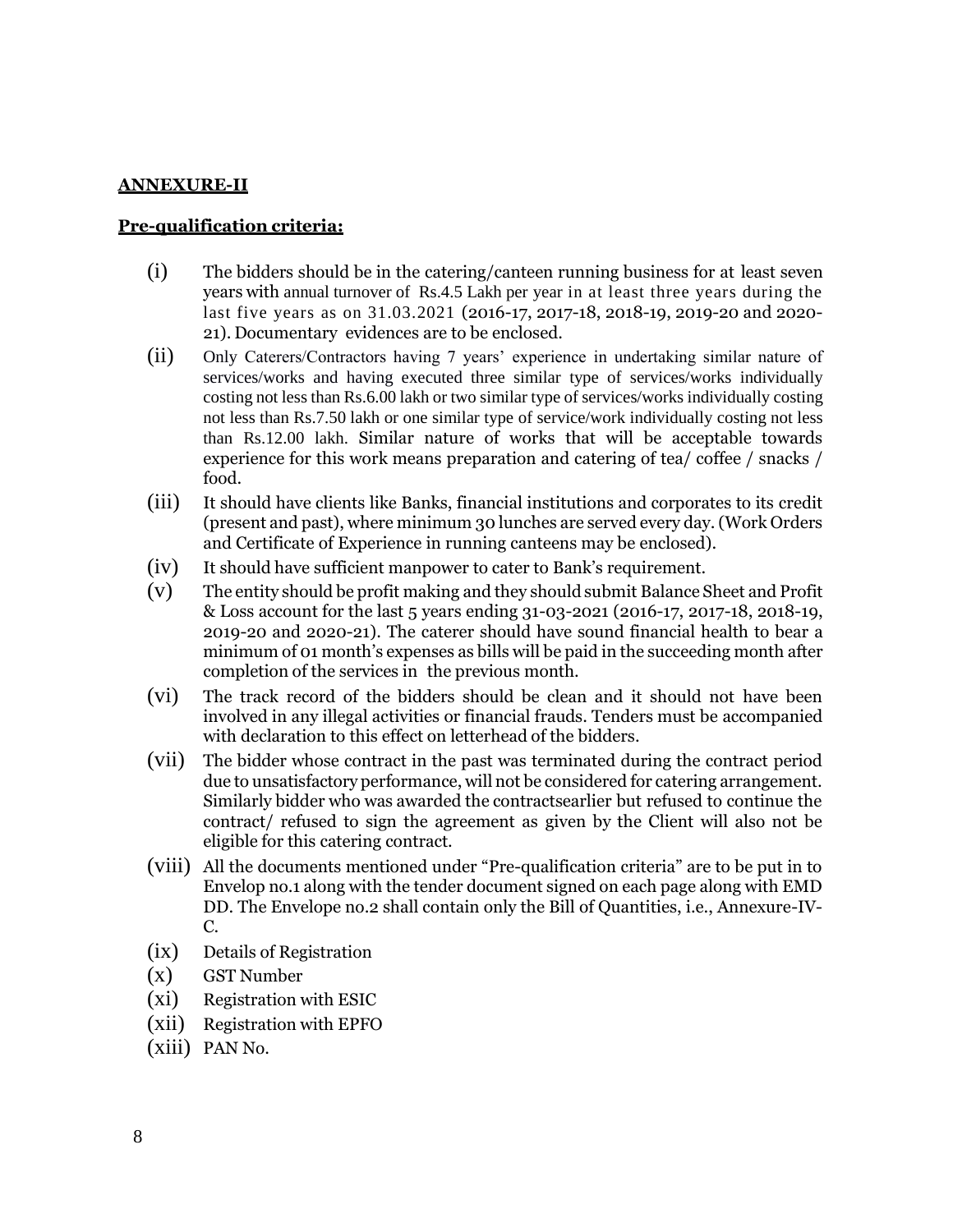**ANNEXURE-II**

**Pre-qualification criteria:**

(i) The bidders should be in the catering/canteen running business for at least seven years with annual turnover of Rs.4.5 Lakh per year in at least three years during the last five years as on 31.03.2021 (2016-17, 2017-18, 2018-19, 2019-20 and 2020-21). Documentary evidences are to be enclosed.

(ii) Only Caterers/Contractors having 7 years' experience in undertaking similar nature of services/works and having executed three similar type of services/works individually costing not less than Rs.6.00 lakh or two similar type of services/works individually costing not less than Rs.7.50 lakh or one similar type of service/work individually costing not less than Rs.12.00 lakh. Similar nature of works that will be acceptable towards experience for this work means preparation and catering of tea/ coffee / snacks / food.

(iii) It should have clients like Banks, financial institutions and corporates to its credit (present and past), where minimum 30 lunches are served every day. (Work Orders and Certificate of Experience in running canteens may be enclosed).

(iv) It should have sufficient manpower to cater to Bank's requirement.

(v) The entity should be profit making and they should submit Balance Sheet and Profit & Loss account for the last 5 years ending 31-03-2021 (2016-17, 2017-18, 2018-19, 2019-20 and 2020-21). The caterer should have sound financial health to bear a minimum of 01 month's expenses as bills will be paid in the succeeding month after completion of the services in the previous month.

(vi) The track record of the bidders should be clean and it should not have been involved in any illegal activities or financial frauds. Tenders must be accompanied with declaration to this effect on letterhead of the bidders.

(vii) The bidder whose contract in the past was terminated during the contract period due to unsatisfactory performance, will not be considered for catering arrangement. Similarly bidder who was awarded the contractsearlier but refused to continue the contract/ refused to sign the agreement as given by the Client will also not be eligible for this catering contract.

(viii) All the documents mentioned under "Pre-qualification criteria" are to be put in to Envelop no.1 along with the tender document signed on each page along with EMD DD. The Envelope no.2 shall contain only the Bill of Quantities, i.e., Annexure-IV-C.

(ix) Details of Registration

(x) GST Number

(xi) Registration with ESIC

(xii) Registration with EPFO

(xiii) PAN No.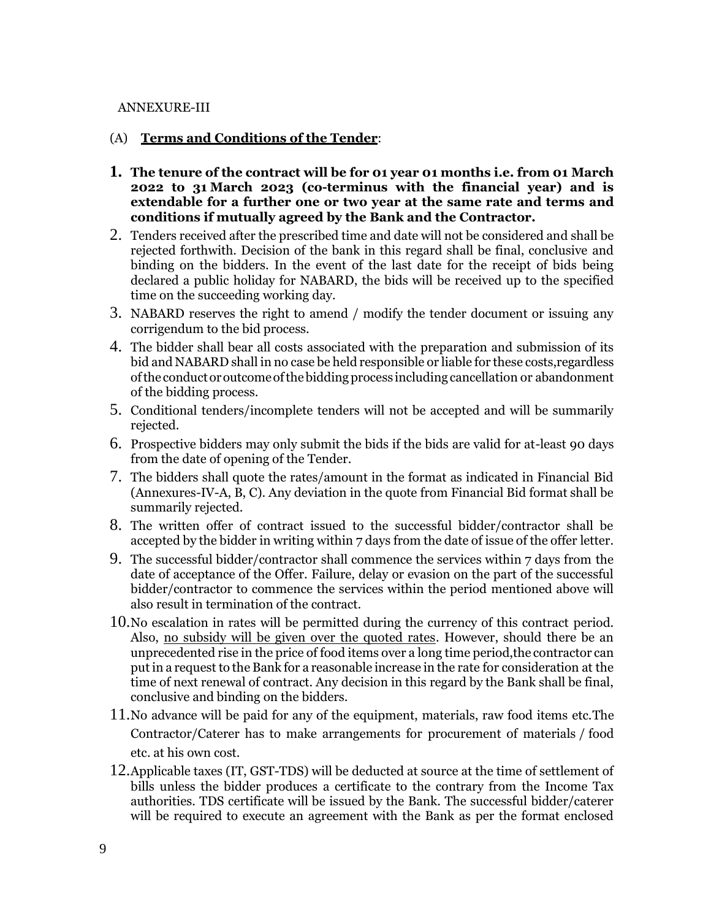ANNEXURE-III

(A) **<u>Terms and Conditions of the Tender</u>**:

1. **The tenure of the contract will be for 01 year 01 months i.e. from 01 March 2022 to 31 March 2023 (co-terminus with the financial year) and is extendable for a further one or two year at the same rate and terms and conditions if mutually agreed by the Bank and the Contractor.**
2. Tenders received after the prescribed time and date will not be considered and shall be rejected forthwith. Decision of the bank in this regard shall be final, conclusive and binding on the bidders. In the event of the last date for the receipt of bids being declared a public holiday for NABARD, the bids will be received up to the specified time on the succeeding working day.
3. NABARD reserves the right to amend / modify the tender document or issuing any corrigendum to the bid process.
4. The bidder shall bear all costs associated with the preparation and submission of its bid and NABARD shall in no case be held responsible or liable for these costs,regardless of the conduct or outcome of the bidding process including cancellation or abandonment of the bidding process.
5. Conditional tenders/incomplete tenders will not be accepted and will be summarily rejected.
6. Prospective bidders may only submit the bids if the bids are valid for at-least 90 days from the date of opening of the Tender.
7. The bidders shall quote the rates/amount in the format as indicated in Financial Bid (Annexures-IV-A, B, C). Any deviation in the quote from Financial Bid format shall be summarily rejected.
8. The written offer of contract issued to the successful bidder/contractor shall be accepted by the bidder in writing within 7 days from the date of issue of the offer letter.
9. The successful bidder/contractor shall commence the services within 7 days from the date of acceptance of the Offer. Failure, delay or evasion on the part of the successful bidder/contractor to commence the services within the period mentioned above will also result in termination of the contract.
10. No escalation in rates will be permitted during the currency of this contract period. Also, <u>no subsidy will be given over the quoted rates</u>. However, should there be an unprecedented rise in the price of food items over a long time period,the contractor can put in a request to the Bank for a reasonable increase in the rate for consideration at the time of next renewal of contract. Any decision in this regard by the Bank shall be final, conclusive and binding on the bidders.
11. No advance will be paid for any of the equipment, materials, raw food items etc.The Contractor/Caterer has to make arrangements for procurement of materials / food etc. at his own cost.
12. Applicable taxes (IT, GST-TDS) will be deducted at source at the time of settlement of bills unless the bidder produces a certificate to the contrary from the Income Tax authorities. TDS certificate will be issued by the Bank. The successful bidder/caterer will be required to execute an agreement with the Bank as per the format enclosed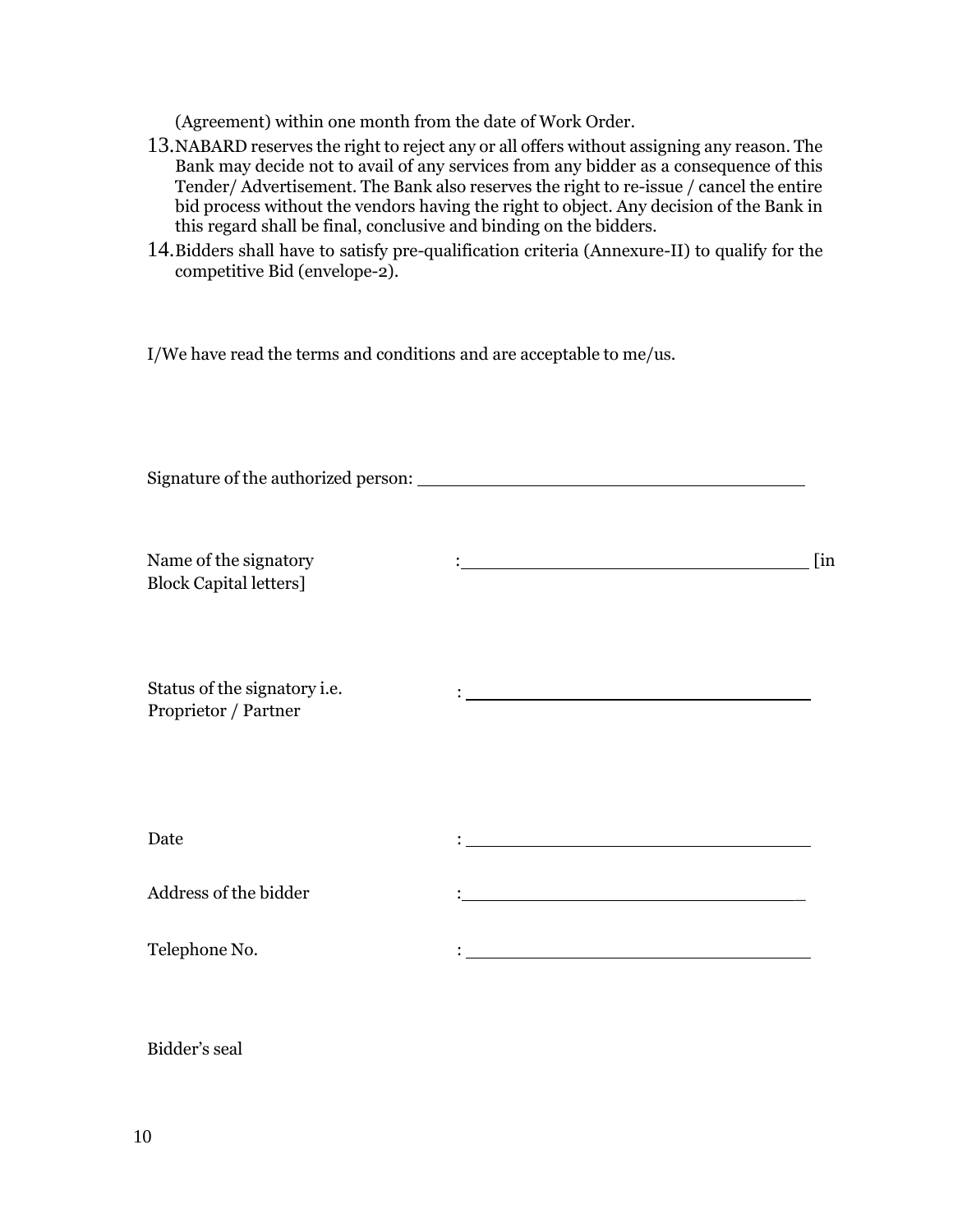(Agreement) within one month from the date of Work Order.

13. NABARD reserves the right to reject any or all offers without assigning any reason. The Bank may decide not to avail of any services from any bidder as a consequence of this Tender/ Advertisement. The Bank also reserves the right to re-issue / cancel the entire bid process without the vendors having the right to object. Any decision of the Bank in this regard shall be final, conclusive and binding on the bidders.
14. Bidders shall have to satisfy pre-qualification criteria (Annexure-II) to qualify for the competitive Bid (envelope-2).

I/We have read the terms and conditions and are acceptable to me/us.

Signature of the authorized person: ______________________________

Name of the signatory [in Block Capital letters] : ______________________________

Status of the signatory i.e. Proprietor / Partner : ______________________________

Date : ______________________________

Address of the bidder : ______________________________

Telephone No. : ______________________________

Bidder's seal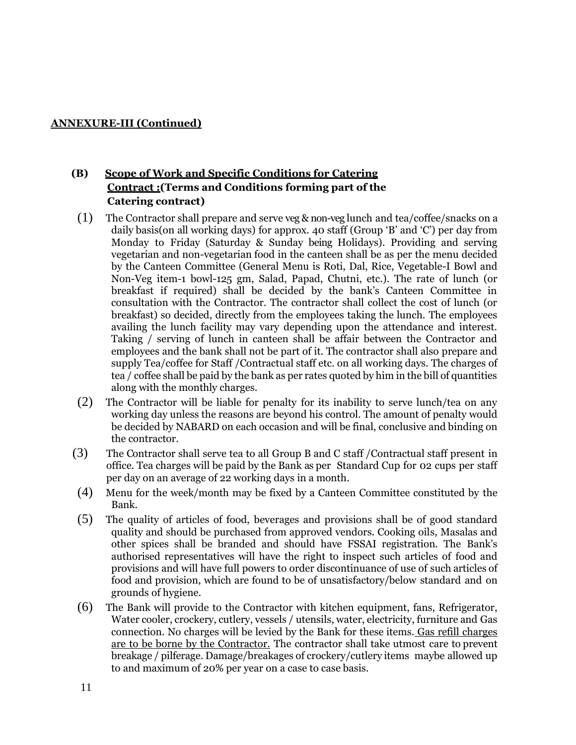**ANNEXURE-III (Continued)**

**(B) Scope of Work and Specific Conditions for Catering Contract :(Terms and Conditions forming part of the Catering contract)**

(1) The Contractor shall prepare and serve veg & non-veg lunch and tea/coffee/snacks on a daily basis(on all working days) for approx. 40 staff (Group 'B' and 'C') per day from Monday to Friday (Saturday & Sunday being Holidays). Providing and serving vegetarian and non-vegetarian food in the canteen shall be as per the menu decided by the Canteen Committee (General Menu is Roti, Dal, Rice, Vegetable-I Bowl and Non-Veg item-1 bowl-125 gm, Salad, Papad, Chutni, etc.). The rate of lunch (or breakfast if required) shall be decided by the bank's Canteen Committee in consultation with the Contractor. The contractor shall collect the cost of lunch (or breakfast) so decided, directly from the employees taking the lunch. The employees availing the lunch facility may vary depending upon the attendance and interest. Taking / serving of lunch in canteen shall be affair between the Contractor and employees and the bank shall not be part of it. The contractor shall also prepare and supply Tea/coffee for Staff /Contractual staff etc. on all working days. The charges of tea / coffee shall be paid by the bank as per rates quoted by him in the bill of quantities along with the monthly charges.

(2) The Contractor will be liable for penalty for its inability to serve lunch/tea on any working day unless the reasons are beyond his control. The amount of penalty would be decided by NABARD on each occasion and will be final, conclusive and binding on the contractor.

(3) The Contractor shall serve tea to all Group B and C staff /Contractual staff present in office. Tea charges will be paid by the Bank as per Standard Cup for 02 cups per staff per day on an average of 22 working days in a month.

(4) Menu for the week/month may be fixed by a Canteen Committee constituted by the Bank.

(5) The quality of articles of food, beverages and provisions shall be of good standard quality and should be purchased from approved vendors. Cooking oils, Masalas and other spices shall be branded and should have FSSAI registration. The Bank's authorised representatives will have the right to inspect such articles of food and provisions and will have full powers to order discontinuance of use of such articles of food and provision, which are found to be of unsatisfactory/below standard and on grounds of hygiene.

(6) The Bank will provide to the Contractor with kitchen equipment, fans, Refrigerator, Water cooler, crockery, cutlery, vessels / utensils, water, electricity, furniture and Gas connection. No charges will be levied by the Bank for these items. <u>Gas refill charges are to be borne by the Contractor.</u> The contractor shall take utmost care to prevent breakage / pilferage. Damage/breakages of crockery/cutlery items maybe allowed up to and maximum of 20% per year on a case to case basis.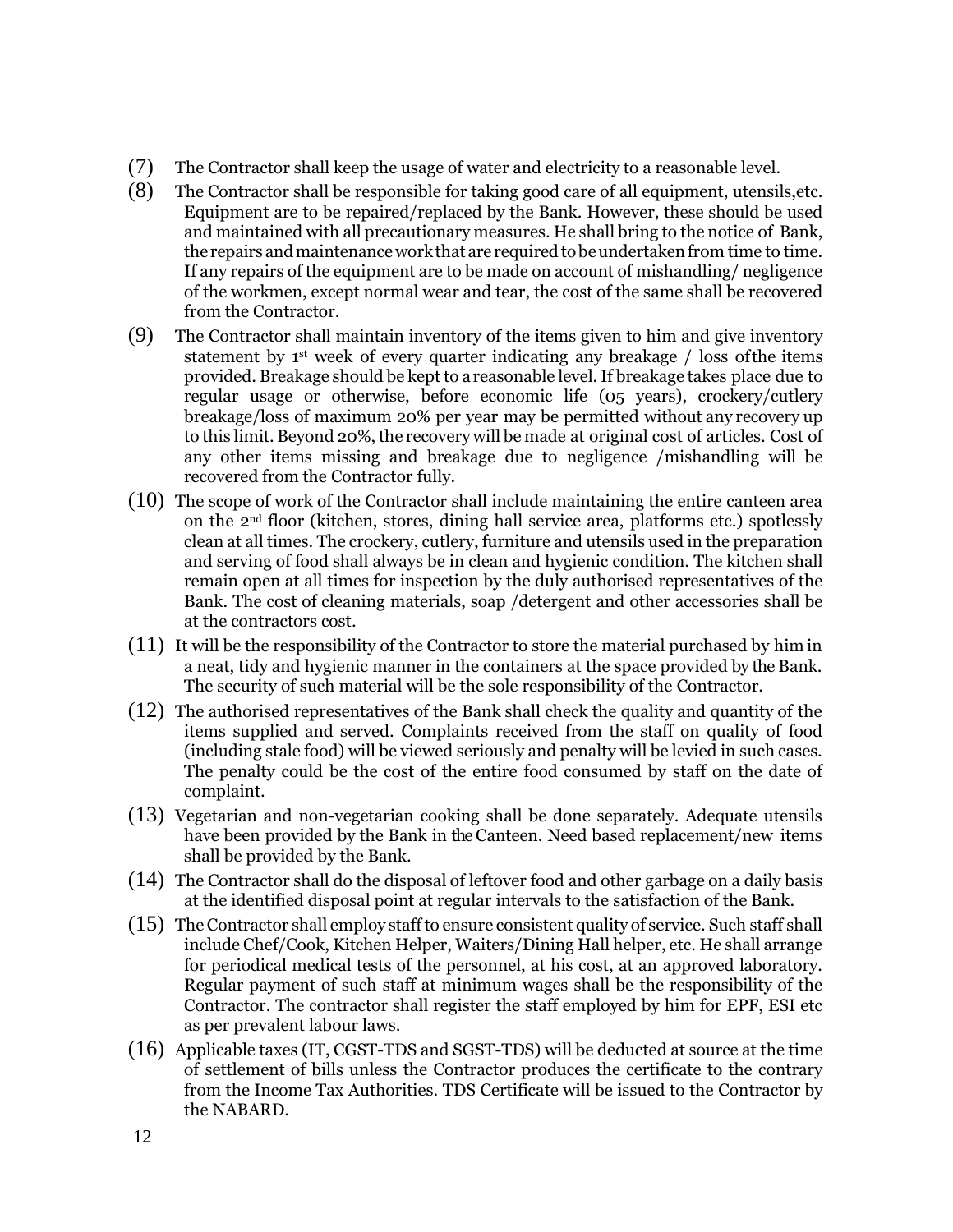(7) The Contractor shall keep the usage of water and electricity to a reasonable level.

(8) The Contractor shall be responsible for taking good care of all equipment, utensils,etc. Equipment are to be repaired/replaced by the Bank. However, these should be used and maintained with all precautionary measures. He shall bring to the notice of Bank, the repairs and maintenance work that are required to be undertaken from time to time. If any repairs of the equipment are to be made on account of mishandling/ negligence of the workmen, except normal wear and tear, the cost of the same shall be recovered from the Contractor.

(9) The Contractor shall maintain inventory of the items given to him and give inventory statement by 1st week of every quarter indicating any breakage / loss ofthe items provided. Breakage should be kept to a reasonable level. If breakage takes place due to regular usage or otherwise, before economic life (05 years), crockery/cutlery breakage/loss of maximum 20% per year may be permitted without any recovery up to this limit. Beyond 20%, the recovery will be made at original cost of articles. Cost of any other items missing and breakage due to negligence /mishandling will be recovered from the Contractor fully.

(10) The scope of work of the Contractor shall include maintaining the entire canteen area on the 2nd floor (kitchen, stores, dining hall service area, platforms etc.) spotlessly clean at all times. The crockery, cutlery, furniture and utensils used in the preparation and serving of food shall always be in clean and hygienic condition. The kitchen shall remain open at all times for inspection by the duly authorised representatives of the Bank. The cost of cleaning materials, soap /detergent and other accessories shall be at the contractors cost.

(11) It will be the responsibility of the Contractor to store the material purchased by him in a neat, tidy and hygienic manner in the containers at the space provided by the Bank. The security of such material will be the sole responsibility of the Contractor.

(12) The authorised representatives of the Bank shall check the quality and quantity of the items supplied and served. Complaints received from the staff on quality of food (including stale food) will be viewed seriously and penalty will be levied in such cases. The penalty could be the cost of the entire food consumed by staff on the date of complaint.

(13) Vegetarian and non-vegetarian cooking shall be done separately. Adequate utensils have been provided by the Bank in the Canteen. Need based replacement/new items shall be provided by the Bank.

(14) The Contractor shall do the disposal of leftover food and other garbage on a daily basis at the identified disposal point at regular intervals to the satisfaction of the Bank.

(15) The Contractor shall employ staff to ensure consistent quality of service. Such staff shall include Chef/Cook, Kitchen Helper, Waiters/Dining Hall helper, etc. He shall arrange for periodical medical tests of the personnel, at his cost, at an approved laboratory. Regular payment of such staff at minimum wages shall be the responsibility of the Contractor. The contractor shall register the staff employed by him for EPF, ESI etc as per prevalent labour laws.

(16) Applicable taxes (IT, CGST-TDS and SGST-TDS) will be deducted at source at the time of settlement of bills unless the Contractor produces the certificate to the contrary from the Income Tax Authorities. TDS Certificate will be issued to the Contractor by the NABARD.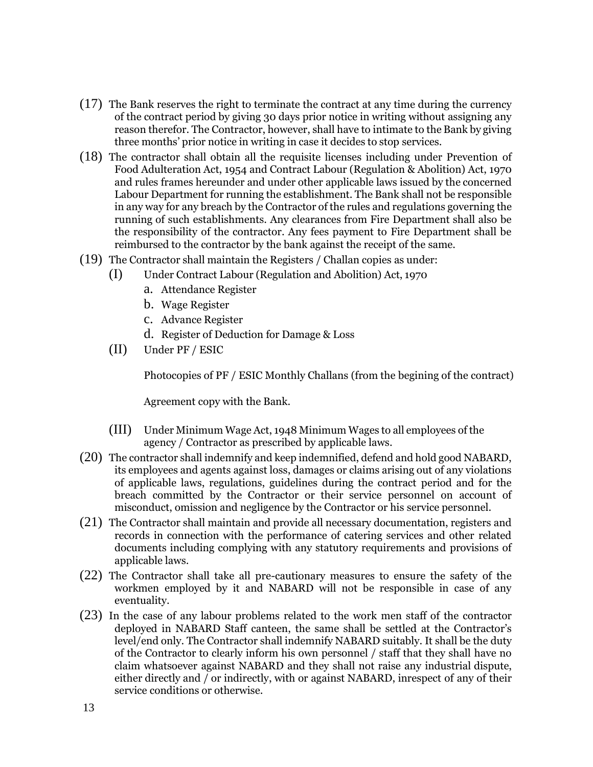(17) The Bank reserves the right to terminate the contract at any time during the currency of the contract period by giving 30 days prior notice in writing without assigning any reason therefor. The Contractor, however, shall have to intimate to the Bank by giving three months' prior notice in writing in case it decides to stop services.

(18) The contractor shall obtain all the requisite licenses including under Prevention of Food Adulteration Act, 1954 and Contract Labour (Regulation & Abolition) Act, 1970 and rules frames hereunder and under other applicable laws issued by the concerned Labour Department for running the establishment. The Bank shall not be responsible in any way for any breach by the Contractor of the rules and regulations governing the running of such establishments. Any clearances from Fire Department shall also be the responsibility of the contractor. Any fees payment to Fire Department shall be reimbursed to the contractor by the bank against the receipt of the same.

(19) The Contractor shall maintain the Registers / Challan copies as under:

   (I) Under Contract Labour (Regulation and Abolition) Act, 1970

      a. Attendance Register
      b. Wage Register
      c. Advance Register
      d. Register of Deduction for Damage & Loss

   (II) Under PF / ESIC

      Photocopies of PF / ESIC Monthly Challans (from the begining of the contract)

      Agreement copy with the Bank.

   (III) Under Minimum Wage Act, 1948 Minimum Wages to all employees of the agency / Contractor as prescribed by applicable laws.

(20) The contractor shall indemnify and keep indemnified, defend and hold good NABARD, its employees and agents against loss, damages or claims arising out of any violations of applicable laws, regulations, guidelines during the contract period and for the breach committed by the Contractor or their service personnel on account of misconduct, omission and negligence by the Contractor or his service personnel.

(21) The Contractor shall maintain and provide all necessary documentation, registers and records in connection with the performance of catering services and other related documents including complying with any statutory requirements and provisions of applicable laws.

(22) The Contractor shall take all pre-cautionary measures to ensure the safety of the workmen employed by it and NABARD will not be responsible in case of any eventuality.

(23) In the case of any labour problems related to the work men staff of the contractor deployed in NABARD Staff canteen, the same shall be settled at the Contractor's level/end only. The Contractor shall indemnify NABARD suitably. It shall be the duty of the Contractor to clearly inform his own personnel / staff that they shall have no claim whatsoever against NABARD and they shall not raise any industrial dispute, either directly and / or indirectly, with or against NABARD, inrespect of any of their service conditions or otherwise.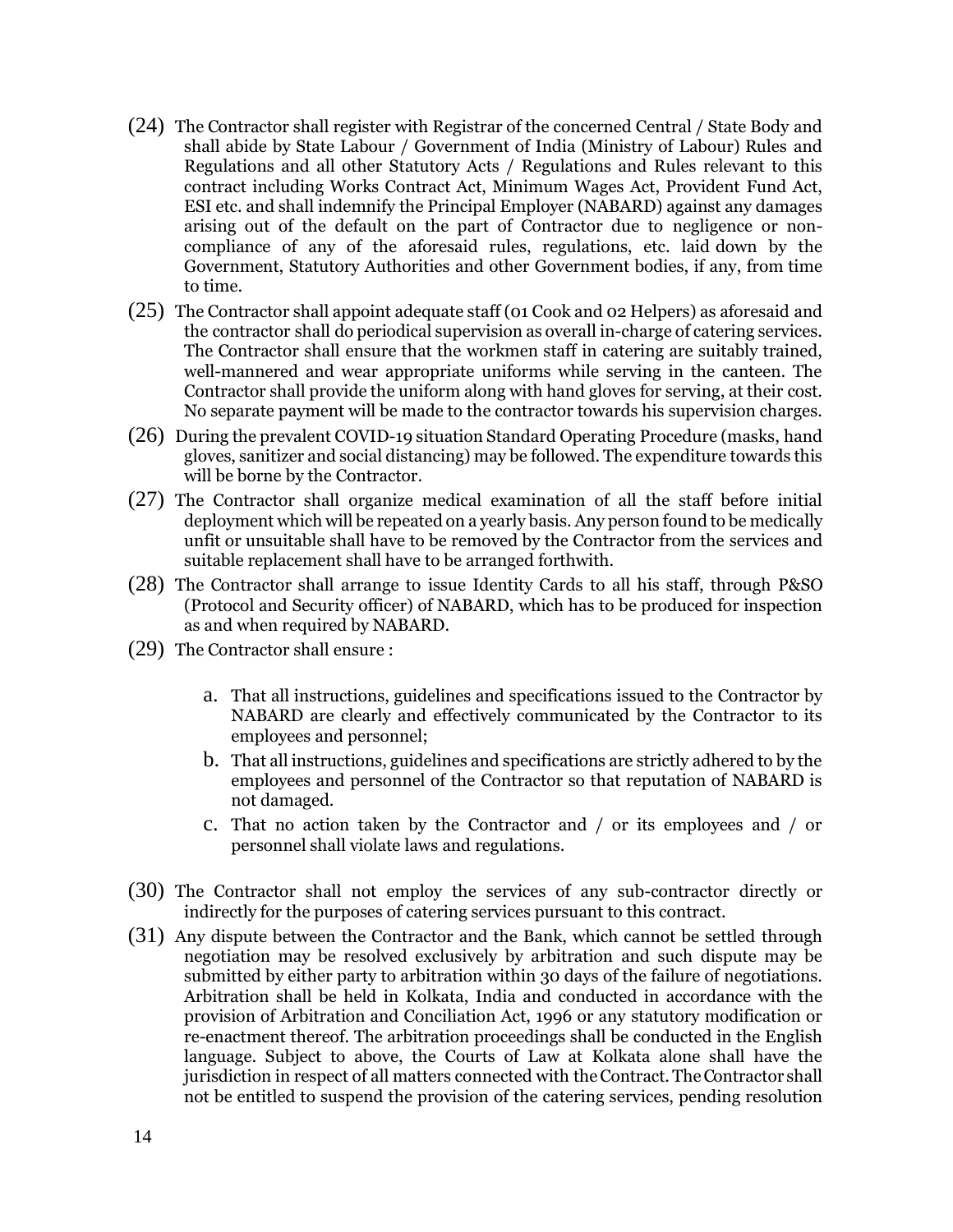(24) The Contractor shall register with Registrar of the concerned Central / State Body and shall abide by State Labour / Government of India (Ministry of Labour) Rules and Regulations and all other Statutory Acts / Regulations and Rules relevant to this contract including Works Contract Act, Minimum Wages Act, Provident Fund Act, ESI etc. and shall indemnify the Principal Employer (NABARD) against any damages arising out of the default on the part of Contractor due to negligence or non-compliance of any of the aforesaid rules, regulations, etc. laid down by the Government, Statutory Authorities and other Government bodies, if any, from time to time.

(25) The Contractor shall appoint adequate staff (01 Cook and 02 Helpers) as aforesaid and the contractor shall do periodical supervision as overall in-charge of catering services. The Contractor shall ensure that the workmen staff in catering are suitably trained, well-mannered and wear appropriate uniforms while serving in the canteen. The Contractor shall provide the uniform along with hand gloves for serving, at their cost. No separate payment will be made to the contractor towards his supervision charges.

(26) During the prevalent COVID-19 situation Standard Operating Procedure (masks, hand gloves, sanitizer and social distancing) may be followed. The expenditure towards this will be borne by the Contractor.

(27) The Contractor shall organize medical examination of all the staff before initial deployment which will be repeated on a yearly basis. Any person found to be medically unfit or unsuitable shall have to be removed by the Contractor from the services and suitable replacement shall have to be arranged forthwith.

(28) The Contractor shall arrange to issue Identity Cards to all his staff, through P&SO (Protocol and Security officer) of NABARD, which has to be produced for inspection as and when required by NABARD.

(29) The Contractor shall ensure :

   a. That all instructions, guidelines and specifications issued to the Contractor by NABARD are clearly and effectively communicated by the Contractor to its employees and personnel;
   b. That all instructions, guidelines and specifications are strictly adhered to by the employees and personnel of the Contractor so that reputation of NABARD is not damaged.
   c. That no action taken by the Contractor and / or its employees and / or personnel shall violate laws and regulations.

(30) The Contractor shall not employ the services of any sub-contractor directly or indirectly for the purposes of catering services pursuant to this contract.

(31) Any dispute between the Contractor and the Bank, which cannot be settled through negotiation may be resolved exclusively by arbitration and such dispute may be submitted by either party to arbitration within 30 days of the failure of negotiations. Arbitration shall be held in Kolkata, India and conducted in accordance with the provision of Arbitration and Conciliation Act, 1996 or any statutory modification or re-enactment thereof. The arbitration proceedings shall be conducted in the English language. Subject to above, the Courts of Law at Kolkata alone shall have the jurisdiction in respect of all matters connected with the Contract. The Contractor shall not be entitled to suspend the provision of the catering services, pending resolution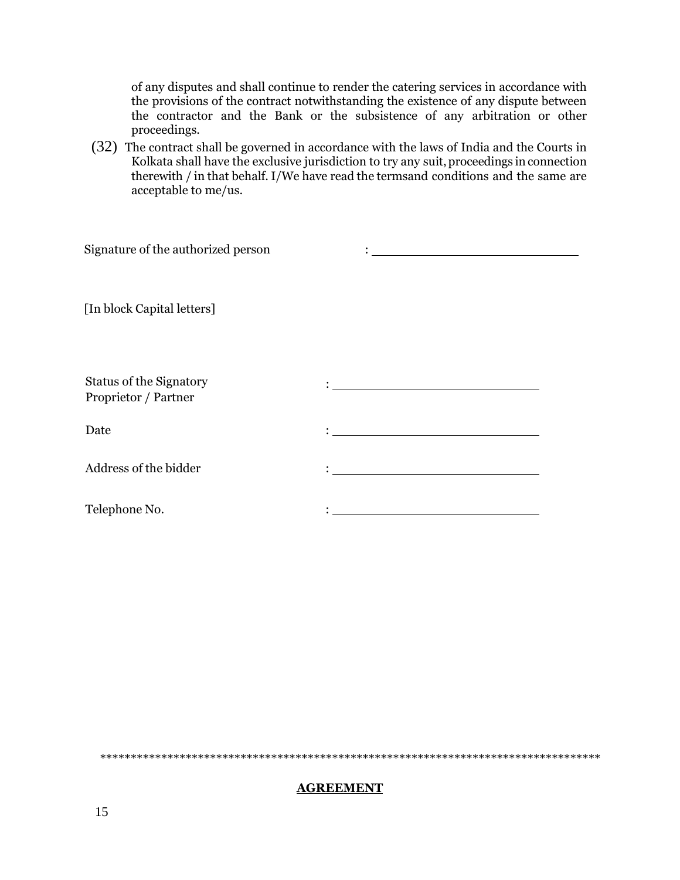of any disputes and shall continue to render the catering services in accordance with the provisions of the contract notwithstanding the existence of any dispute between the contractor and the Bank or the subsistence of any arbitration or other proceedings.

(32) The contract shall be governed in accordance with the laws of India and the Courts in Kolkata shall have the exclusive jurisdiction to try any suit, proceedings in connection therewith / in that behalf. I/We have read the termsand conditions and the same are acceptable to me/us.

Signature of the authorized person : ____________________________

[In block Capital letters]

Status of the Signatory
Proprietor / Partner : ____________________________

Date : ____________________________

Address of the bidder : ____________________________

Telephone No. : ____________________________

************************************************************************************

**AGREEMENT**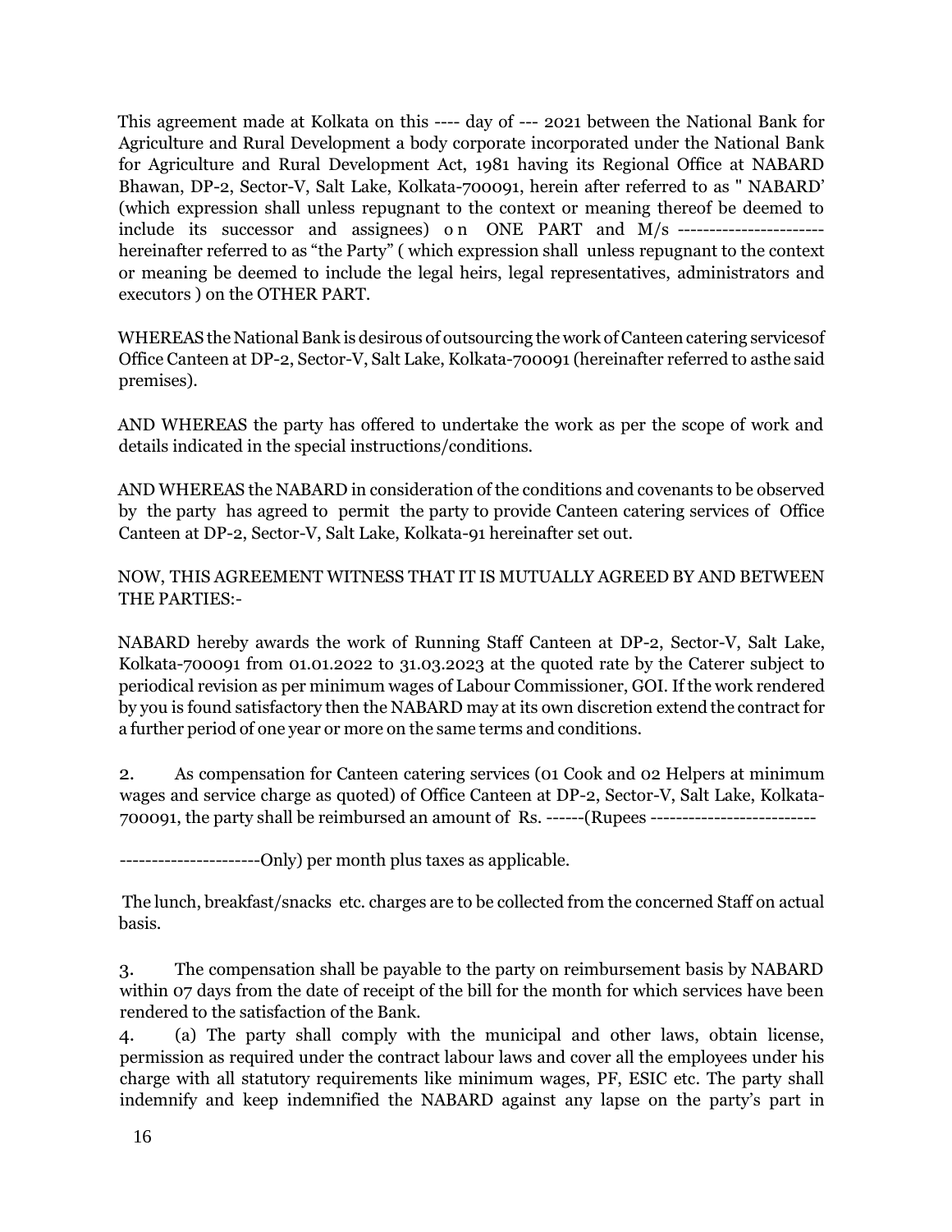This agreement made at Kolkata on this ---- day of --- 2021 between the National Bank for Agriculture and Rural Development a body corporate incorporated under the National Bank for Agriculture and Rural Development Act, 1981 having its Regional Office at NABARD Bhawan, DP-2, Sector-V, Salt Lake, Kolkata-700091, herein after referred to as " NABARD' (which expression shall unless repugnant to the context or meaning thereof be deemed to include its successor and assignees) on ONE PART and M/s ---------------------- hereinafter referred to as "the Party" ( which expression shall unless repugnant to the context or meaning be deemed to include the legal heirs, legal representatives, administrators and executors ) on the OTHER PART.

WHEREAS the National Bank is desirous of outsourcing the work of Canteen catering servicesof Office Canteen at DP-2, Sector-V, Salt Lake, Kolkata-700091 (hereinafter referred to asthe said premises).

AND WHEREAS the party has offered to undertake the work as per the scope of work and details indicated in the special instructions/conditions.

AND WHEREAS the NABARD in consideration of the conditions and covenants to be observed by the party has agreed to permit the party to provide Canteen catering services of Office Canteen at DP-2, Sector-V, Salt Lake, Kolkata-91 hereinafter set out.

NOW, THIS AGREEMENT WITNESS THAT IT IS MUTUALLY AGREED BY AND BETWEEN THE PARTIES:-

NABARD hereby awards the work of Running Staff Canteen at DP-2, Sector-V, Salt Lake, Kolkata-700091 from 01.01.2022 to 31.03.2023 at the quoted rate by the Caterer subject to periodical revision as per minimum wages of Labour Commissioner, GOI. If the work rendered by you is found satisfactory then the NABARD may at its own discretion extend the contract for a further period of one year or more on the same terms and conditions.

2. As compensation for Canteen catering services (01 Cook and 02 Helpers at minimum wages and service charge as quoted) of Office Canteen at DP-2, Sector-V, Salt Lake, Kolkata-700091, the party shall be reimbursed an amount of Rs. ------(Rupees -------------------------

---------------------Only) per month plus taxes as applicable.

The lunch, breakfast/snacks etc. charges are to be collected from the concerned Staff on actual basis.

3. The compensation shall be payable to the party on reimbursement basis by NABARD within 07 days from the date of receipt of the bill for the month for which services have been rendered to the satisfaction of the Bank.

4. (a) The party shall comply with the municipal and other laws, obtain license, permission as required under the contract labour laws and cover all the employees under his charge with all statutory requirements like minimum wages, PF, ESIC etc. The party shall indemnify and keep indemnified the NABARD against any lapse on the party's part in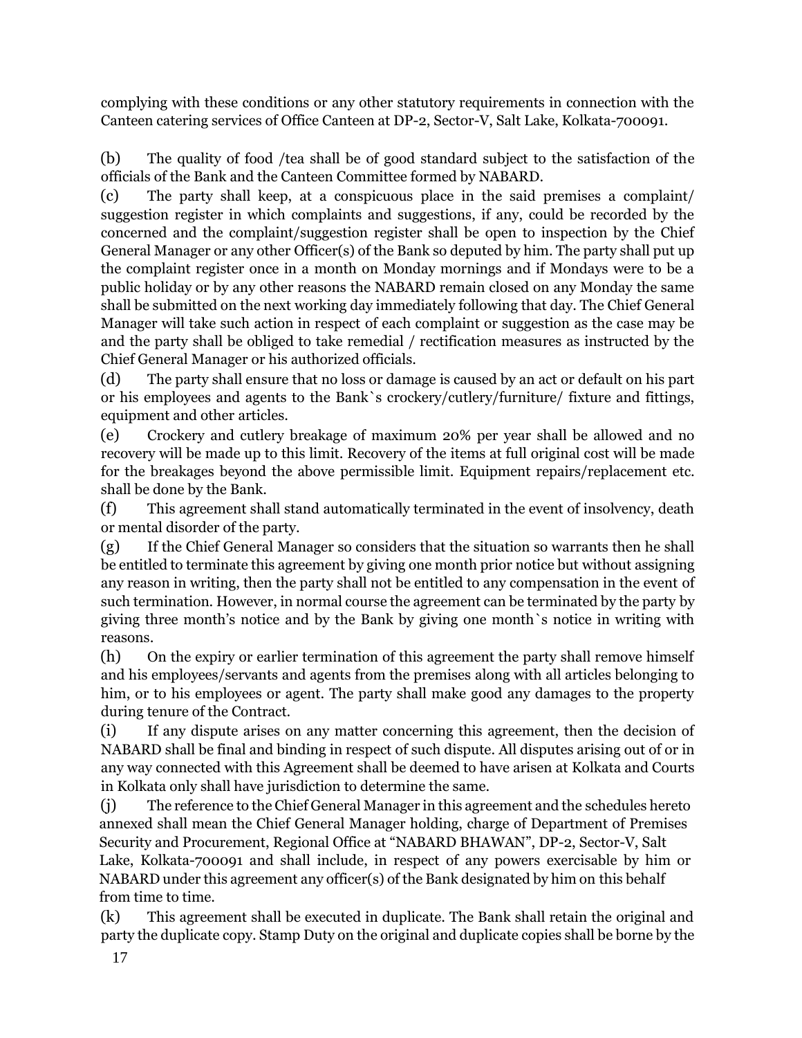complying with these conditions or any other statutory requirements in connection with the Canteen catering services of Office Canteen at DP-2, Sector-V, Salt Lake, Kolkata-700091.

(b) The quality of food /tea shall be of good standard subject to the satisfaction of the officials of the Bank and the Canteen Committee formed by NABARD.

(c) The party shall keep, at a conspicuous place in the said premises a complaint/ suggestion register in which complaints and suggestions, if any, could be recorded by the concerned and the complaint/suggestion register shall be open to inspection by the Chief General Manager or any other Officer(s) of the Bank so deputed by him. The party shall put up the complaint register once in a month on Monday mornings and if Mondays were to be a public holiday or by any other reasons the NABARD remain closed on any Monday the same shall be submitted on the next working day immediately following that day. The Chief General Manager will take such action in respect of each complaint or suggestion as the case may be and the party shall be obliged to take remedial / rectification measures as instructed by the Chief General Manager or his authorized officials.

(d) The party shall ensure that no loss or damage is caused by an act or default on his part or his employees and agents to the Bank`s crockery/cutlery/furniture/ fixture and fittings, equipment and other articles.

(e) Crockery and cutlery breakage of maximum 20% per year shall be allowed and no recovery will be made up to this limit. Recovery of the items at full original cost will be made for the breakages beyond the above permissible limit. Equipment repairs/replacement etc. shall be done by the Bank.

(f) This agreement shall stand automatically terminated in the event of insolvency, death or mental disorder of the party.

(g) If the Chief General Manager so considers that the situation so warrants then he shall be entitled to terminate this agreement by giving one month prior notice but without assigning any reason in writing, then the party shall not be entitled to any compensation in the event of such termination. However, in normal course the agreement can be terminated by the party by giving three month's notice and by the Bank by giving one month`s notice in writing with reasons.

(h) On the expiry or earlier termination of this agreement the party shall remove himself and his employees/servants and agents from the premises along with all articles belonging to him, or to his employees or agent. The party shall make good any damages to the property during tenure of the Contract.

(i) If any dispute arises on any matter concerning this agreement, then the decision of NABARD shall be final and binding in respect of such dispute. All disputes arising out of or in any way connected with this Agreement shall be deemed to have arisen at Kolkata and Courts in Kolkata only shall have jurisdiction to determine the same.

(j) The reference to the Chief General Manager in this agreement and the schedules hereto annexed shall mean the Chief General Manager holding, charge of Department of Premises Security and Procurement, Regional Office at "NABARD BHAWAN", DP-2, Sector-V, Salt Lake, Kolkata-700091 and shall include, in respect of any powers exercisable by him or NABARD under this agreement any officer(s) of the Bank designated by him on this behalf from time to time.

(k) This agreement shall be executed in duplicate. The Bank shall retain the original and party the duplicate copy. Stamp Duty on the original and duplicate copies shall be borne by the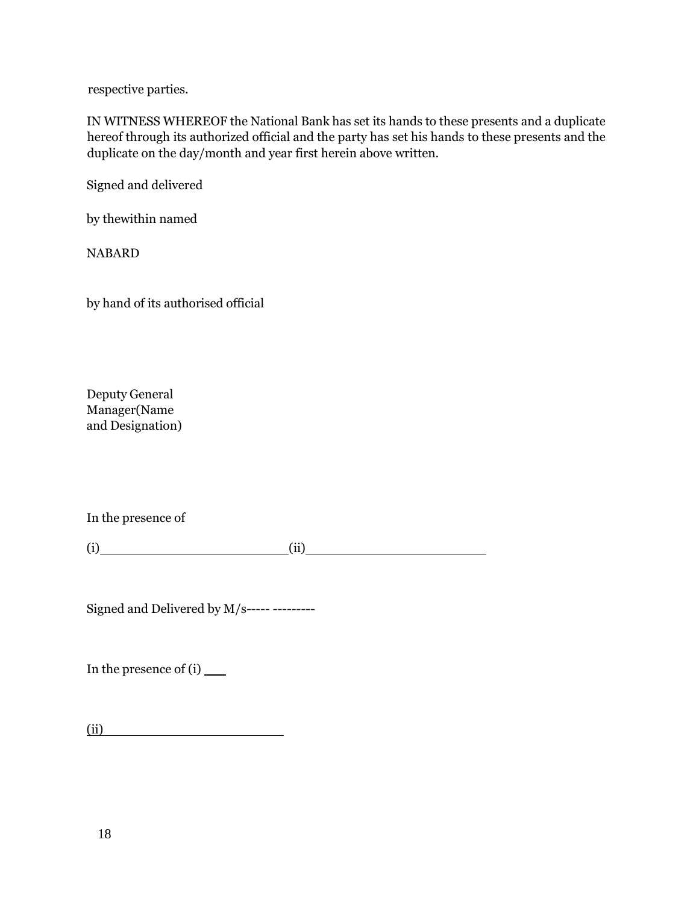respective parties.

IN WITNESS WHEREOF the National Bank has set its hands to these presents and a duplicate hereof through its authorized official and the party has set his hands to these presents and the duplicate on the day/month and year first herein above written.

Signed and delivered

by thewithin named

NABARD

by hand of its authorised official

Deputy General Manager(Name and Designation)

In the presence of

(i)________________________(ii)________________________

Signed and Delivered by M/s----- ---------

In the presence of (i) ___

(ii)________________________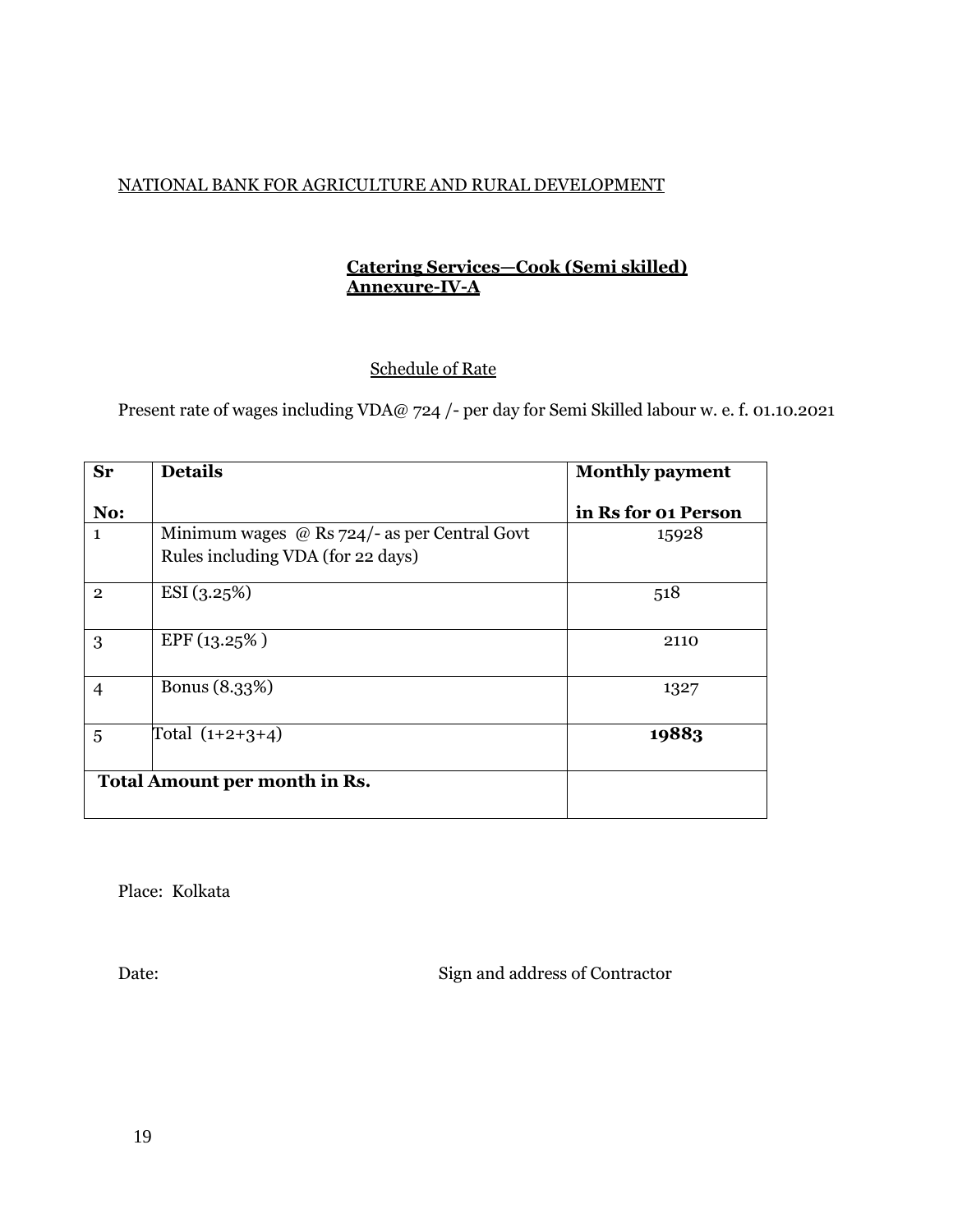NATIONAL BANK FOR AGRICULTURE AND RURAL DEVELOPMENT

**Catering Services—Cook (Semi skilled)**
**Annexure-IV-A**

Schedule of Rate

Present rate of wages including VDA@ 724 /- per day for Semi Skilled labour w. e. f. 01.10.2021

| Sr No: | Details | Monthly payment in Rs for 01 Person |
|---|---|---|
| 1 | Minimum wages @ Rs 724/- as per Central Govt Rules including VDA (for 22 days) | 15928 |
| 2 | ESI (3.25%) | 518 |
| 3 | EPF (13.25% ) | 2110 |
| 4 | Bonus (8.33%) | 1327 |
| 5 | Total (1+2+3+4) | **19883** |
| **Total Amount per month in Rs.** | | |

Place: Kolkata

Date: Sign and address of Contractor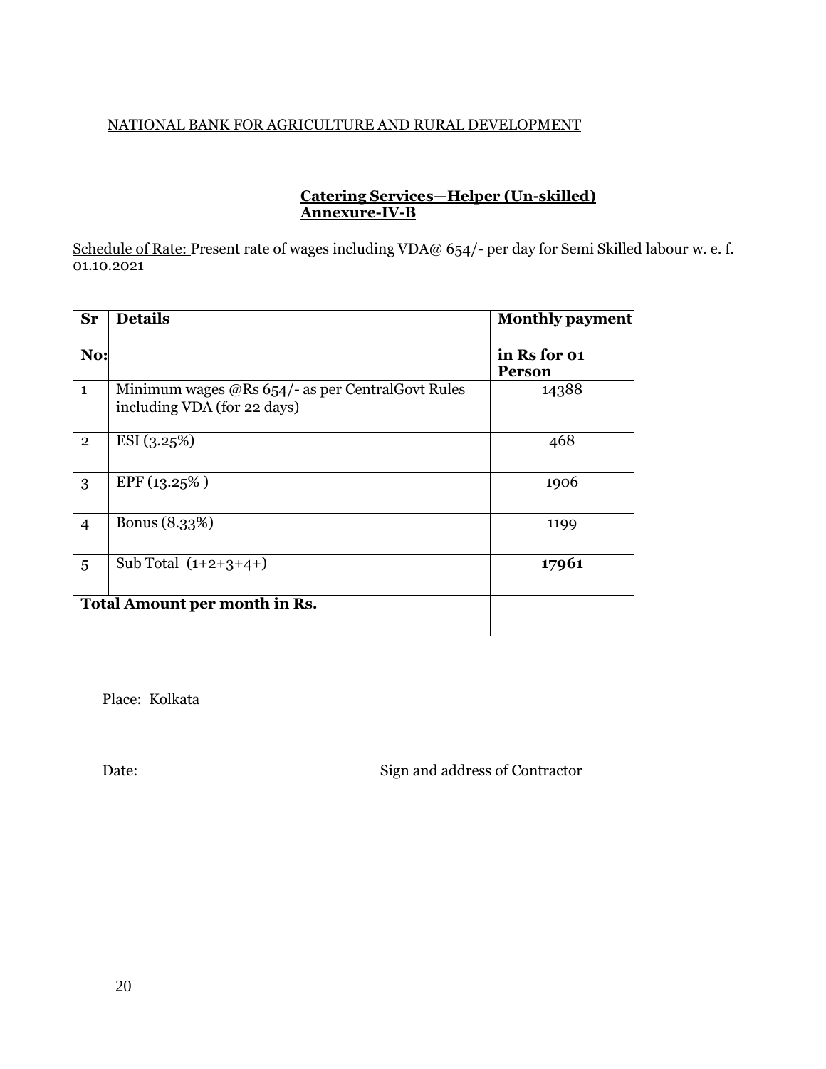NATIONAL BANK FOR AGRICULTURE AND RURAL DEVELOPMENT

**Catering Services—Helper (Un-skilled)**
**Annexure-IV-B**

Schedule of Rate: Present rate of wages including VDA@ 654/- per day for Semi Skilled labour w. e. f. 01.10.2021

| Sr No: | Details | Monthly payment in Rs for 01 Person |
|---|---|---|
| 1 | Minimum wages @Rs 654/- as per CentralGovt Rules including VDA (for 22 days) | 14388 |
| 2 | ESI (3.25%) | 468 |
| 3 | EPF (13.25% ) | 1906 |
| 4 | Bonus (8.33%) | 1199 |
| 5 | Sub Total (1+2+3+4+) | **17961** |
| **Total Amount per month in Rs.** | | |

Place: Kolkata

Date: Sign and address of Contractor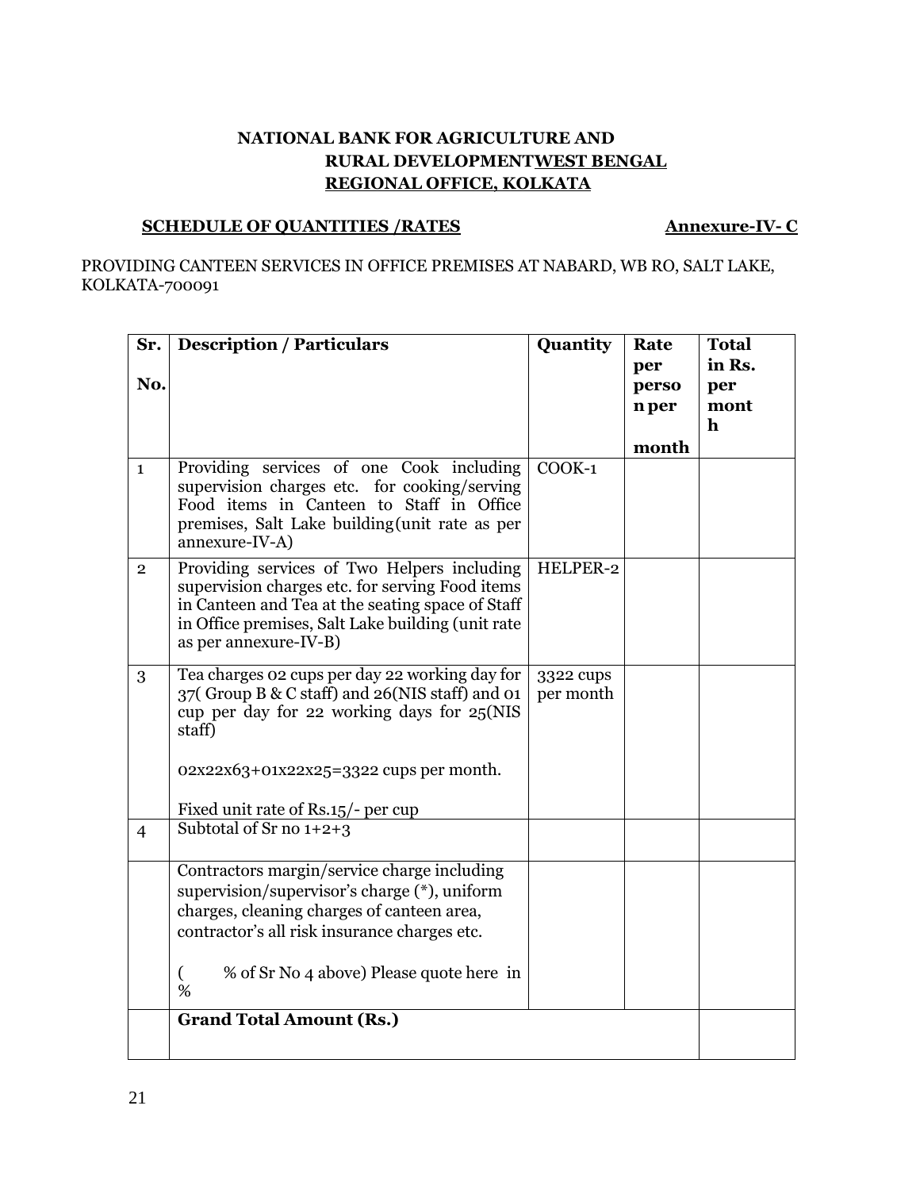**NATIONAL BANK FOR AGRICULTURE AND RURAL DEVELOPMENT<u>WEST BENGAL REGIONAL OFFICE, KOLKATA</u>**

**<u>SCHEDULE OF QUANTITIES /RATES</u>** **<u>Annexure-IV- C</u>**

PROVIDING CANTEEN SERVICES IN OFFICE PREMISES AT NABARD, WB RO, SALT LAKE, KOLKATA-700091

| Sr. No. | Description / Particulars | Quantity | Rate per person per month | Total in Rs. per month |
|---|---|---|---|---|
| 1 | Providing services of one Cook including supervision charges etc. for cooking/serving Food items in Canteen to Staff in Office premises, Salt Lake building(unit rate as per annexure-IV-A) | COOK-1 | | |
| 2 | Providing services of Two Helpers including supervision charges etc. for serving Food items in Canteen and Tea at the seating space of Staff in Office premises, Salt Lake building (unit rate as per annexure-IV-B) | HELPER-2 | | |
| 3 | Tea charges 02 cups per day 22 working day for 37( Group B & C staff) and 26(NIS staff) and 01 cup per day for 22 working days for 25(NIS staff)<br><br>02x22x63+01x22x25=3322 cups per month.<br><br>Fixed unit rate of Rs.15/- per cup | 3322 cups per month | | |
| 4 | Subtotal of Sr no 1+2+3 | | | |
| | Contractors margin/service charge including supervision/supervisor's charge (*), uniform charges, cleaning charges of canteen area, contractor's all risk insurance charges etc.<br><br>( % of Sr No 4 above) Please quote here in % | | | |
| | **Grand Total Amount (Rs.)** | | | |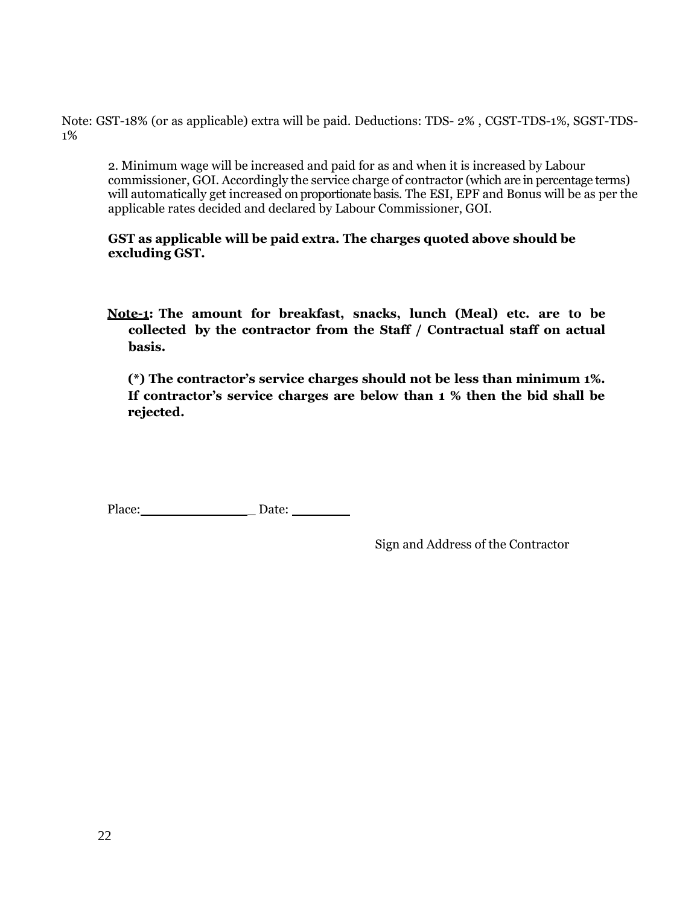Note: GST-18% (or as applicable) extra will be paid. Deductions: TDS- 2% , CGST-TDS-1%, SGST-TDS-1%

2. Minimum wage will be increased and paid for as and when it is increased by Labour commissioner, GOI. Accordingly the service charge of contractor (which are in percentage terms) will automatically get increased on proportionate basis. The ESI, EPF and Bonus will be as per the applicable rates decided and declared by Labour Commissioner, GOI.

**GST as applicable will be paid extra. The charges quoted above should be excluding GST.**

**<u>Note-1</u>: The amount for breakfast, snacks, lunch (Meal) etc. are to be collected by the contractor from the Staff / Contractual staff on actual basis.**

**(*) The contractor's service charges should not be less than minimum 1%. If contractor's service charges are below than 1 % then the bid shall be rejected.**

Place:_______________ Date: ________

Sign and Address of the Contractor